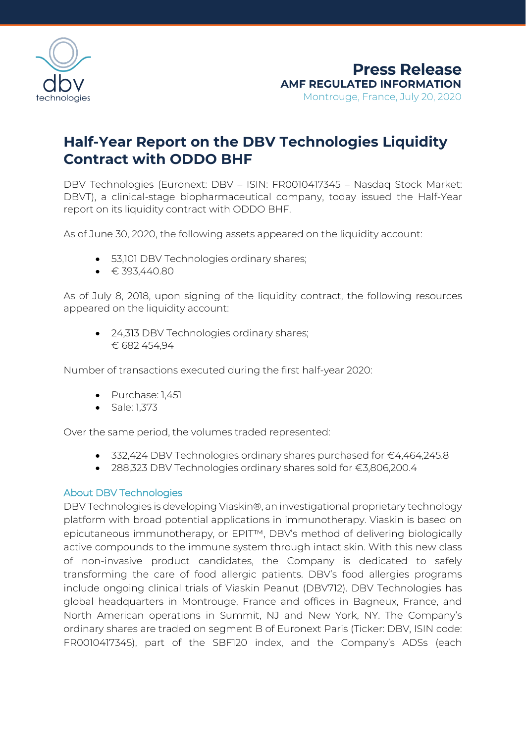# Press Release

**AMF REGULATED INFORMATION**

Montrouge, France, July 20, 2020

## Half-Year Report on the DBV Technologies Liquidity Contract with ODDO BHF

DBV Technologies (Euronext: DBV – ISIN: FR0010417345 – Nasdaq Stock Market: DBVT), a clinical-stage biopharmaceutical company, today issued the Half-Year report on its liquidity contract with ODDO BHF.

As of June 30, 2020, the following assets appeared on the liquidity account:

- 53,101 DBV Technologies ordinary shares;
- € 393,440.80

As of July 8, 2018, upon signing of the liquidity contract, the following resources appeared on the liquidity account:

- 24,313 DBV Technologies ordinary shares;
  € 682 454,94

Number of transactions executed during the first half-year 2020:

- Purchase: 1,451
- Sale: 1,373

Over the same period, the volumes traded represented:

- 332,424 DBV Technologies ordinary shares purchased for €4,464,245.8
- 288,323 DBV Technologies ordinary shares sold for €3,806,200.4

### About DBV Technologies

DBV Technologies is developing Viaskin®, an investigational proprietary technology platform with broad potential applications in immunotherapy. Viaskin is based on epicutaneous immunotherapy, or EPIT™, DBV's method of delivering biologically active compounds to the immune system through intact skin. With this new class of non-invasive product candidates, the Company is dedicated to safely transforming the care of food allergic patients. DBV's food allergies programs include ongoing clinical trials of Viaskin Peanut (DBV712). DBV Technologies has global headquarters in Montrouge, France and offices in Bagneux, France, and North American operations in Summit, NJ and New York, NY. The Company's ordinary shares are traded on segment B of Euronext Paris (Ticker: DBV, ISIN code: FR0010417345), part of the SBF120 index, and the Company's ADSs (each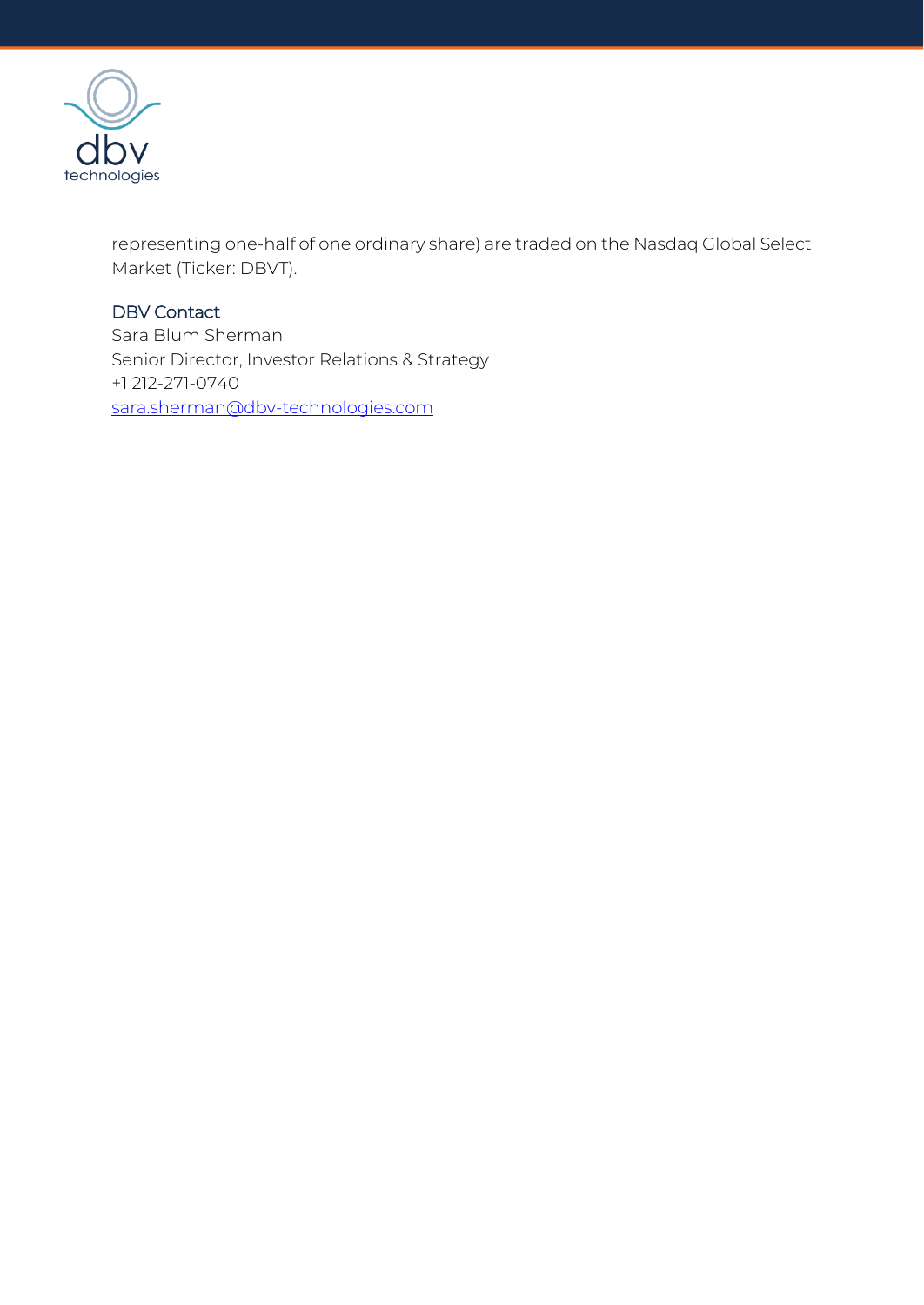representing one-half of one ordinary share) are traded on the Nasdaq Global Select Market (Ticker: DBVT).

**DBV Contact**
Sara Blum Sherman
Senior Director, Investor Relations & Strategy
+1 212-271-0740
sara.sherman@dbv-technologies.com